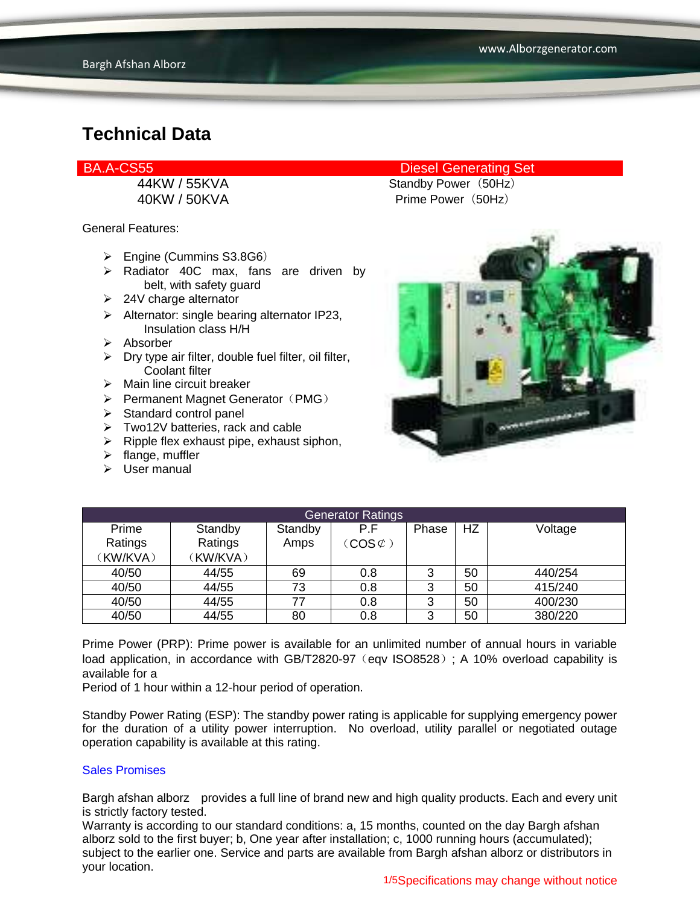# Technical Data

| BA.A-CS55 | Diesel Generating Set |
|---|---|
| 44KW / 55KVA | Standby Power（50Hz） |
| 40KW / 50KVA | Prime Power（50Hz） |

General Features:

- Engine (Cummins S3.8G6）
- Radiator 40C max, fans are driven by belt, with safety guard
- 24V charge alternator
- Alternator: single bearing alternator IP23, Insulation class H/H
- Absorber
- Dry type air filter, double fuel filter, oil filter, Coolant filter
- Main line circuit breaker
- Permanent Magnet Generator（PMG）
- Standard control panel
- Two12V batteries, rack and cable
- Ripple flex exhaust pipe, exhaust siphon,
- flange, muffler
- User manual

| Generator Ratings | | | | | | |
|---|---|---|---|---|---|---|
| Prime Ratings（KW/KVA） | Standby Ratings（KW/KVA） | Standby Amps | P.F（COS⊄） | Phase | HZ | Voltage |
| 40/50 | 44/55 | 69 | 0.8 | 3 | 50 | 440/254 |
| 40/50 | 44/55 | 73 | 0.8 | 3 | 50 | 415/240 |
| 40/50 | 44/55 | 77 | 0.8 | 3 | 50 | 400/230 |
| 40/50 | 44/55 | 80 | 0.8 | 3 | 50 | 380/220 |

Prime Power (PRP): Prime power is available for an unlimited number of annual hours in variable load application, in accordance with GB/T2820-97（eqv ISO8528）; A 10% overload capability is available for a
Period of 1 hour within a 12-hour period of operation.

Standby Power Rating (ESP): The standby power rating is applicable for supplying emergency power for the duration of a utility power interruption. No overload, utility parallel or negotiated outage operation capability is available at this rating.

Sales Promises

Bargh afshan alborz provides a full line of brand new and high quality products. Each and every unit is strictly factory tested.
Warranty is according to our standard conditions: a, 15 months, counted on the day Bargh afshan alborz sold to the first buyer; b, One year after installation; c, 1000 running hours (accumulated); subject to the earlier one. Service and parts are available from Bargh afshan alborz or distributors in your location.

Specifications may change without notice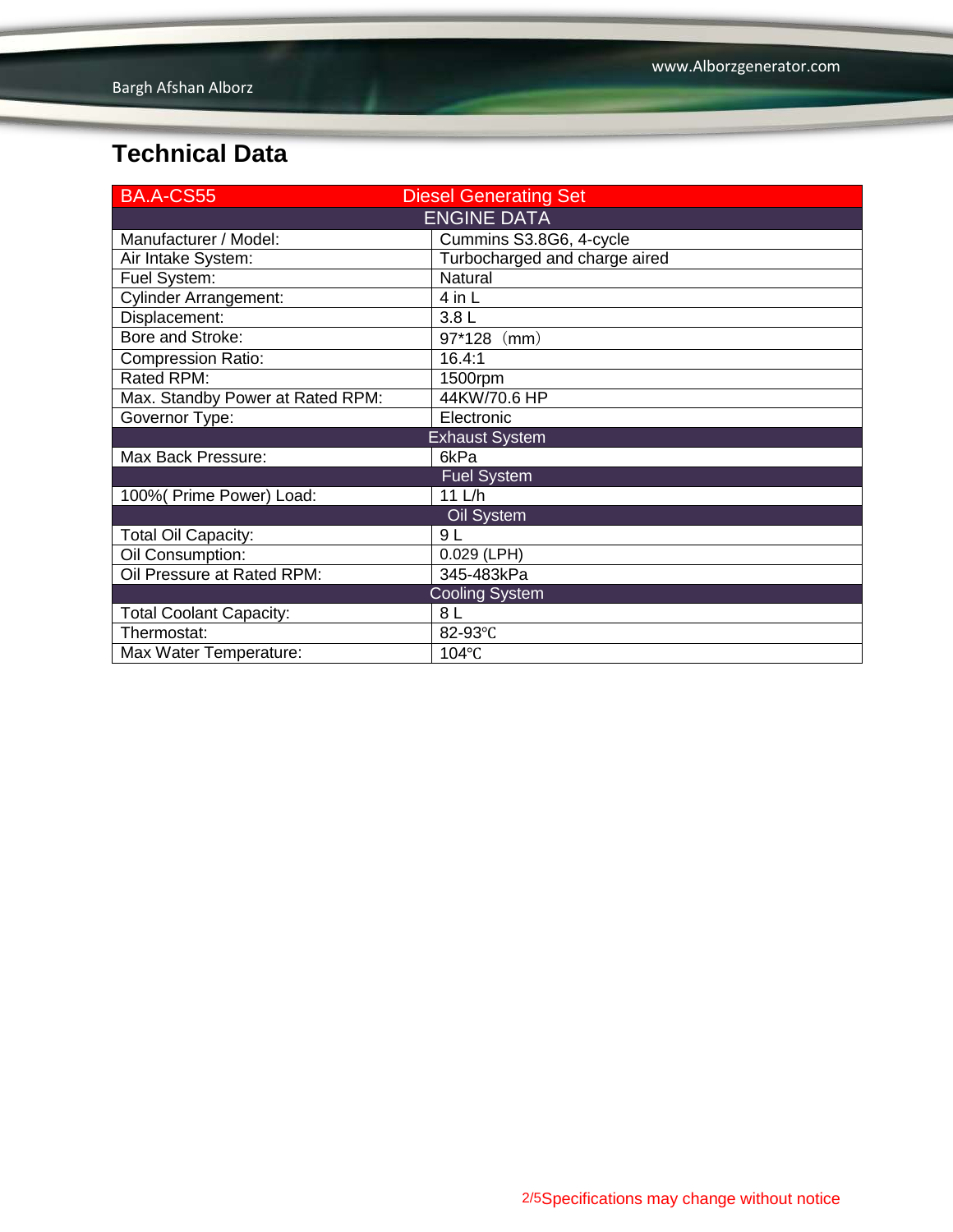## Technical Data

| BA.A-CS55 | Diesel Generating Set |
|---|---|
| ENGINE DATA | |
| Manufacturer / Model: | Cummins S3.8G6, 4-cycle |
| Air Intake System: | Turbocharged and charge aired |
| Fuel System: | Natural |
| Cylinder Arrangement: | 4 in L |
| Displacement: | 3.8 L |
| Bore and Stroke: | 97*128（mm） |
| Compression Ratio: | 16.4:1 |
| Rated RPM: | 1500rpm |
| Max. Standby Power at Rated RPM: | 44KW/70.6 HP |
| Governor Type: | Electronic |
| Exhaust System | |
| Max Back Pressure: | 6kPa |
| Fuel System | |
| 100%( Prime Power) Load: | 11 L/h |
| Oil System | |
| Total Oil Capacity: | 9 L |
| Oil Consumption: | 0.029 (LPH) |
| Oil Pressure at Rated RPM: | 345-483kPa |
| Cooling System | |
| Total Coolant Capacity: | 8 L |
| Thermostat: | 82-93℃ |
| Max Water Temperature: | 104℃ |

Specifications may change without notice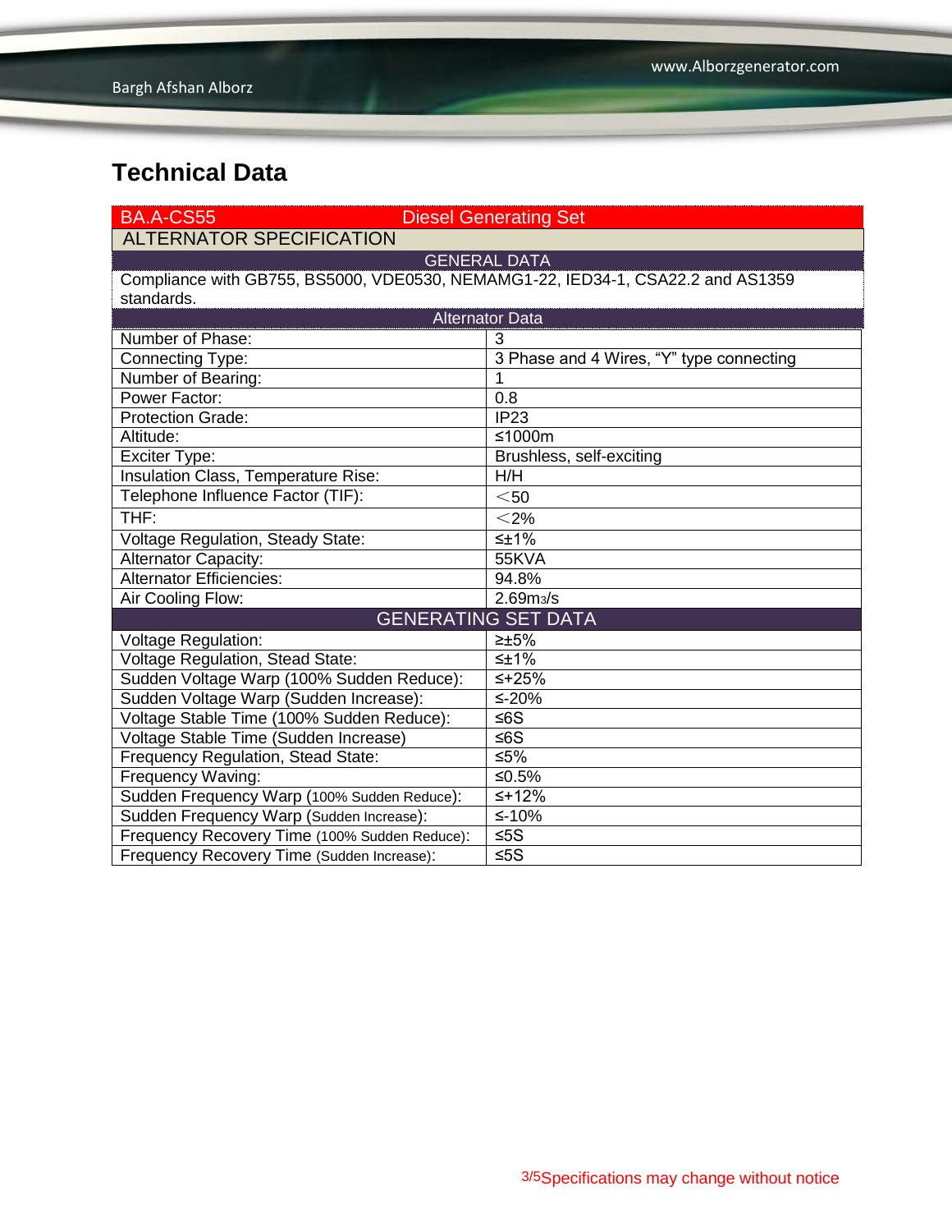## Technical Data

| BA.A-CS55 | Diesel Generating Set |
|---|---|
| ALTERNATOR SPECIFICATION | |
| GENERAL DATA | |
| Compliance with GB755, BS5000, VDE0530, NEMAMG1-22, IED34-1, CSA22.2 and AS1359 standards. | |
| Alternator Data | |
| Number of Phase: | 3 |
| Connecting Type: | 3 Phase and 4 Wires, "Y" type connecting |
| Number of Bearing: | 1 |
| Power Factor: | 0.8 |
| Protection Grade: | IP23 |
| Altitude: | ≤1000m |
| Exciter Type: | Brushless, self-exciting |
| Insulation Class, Temperature Rise: | H/H |
| Telephone Influence Factor (TIF): | ＜50 |
| THF: | ＜2% |
| Voltage Regulation, Steady State: | ≤±1% |
| Alternator Capacity: | 55KVA |
| Alternator Efficiencies: | 94.8% |
| Air Cooling Flow: | 2.69m3/s |
| GENERATING SET DATA | |
| Voltage Regulation: | ≥±5% |
| Voltage Regulation, Stead State: | ≤±1% |
| Sudden Voltage Warp (100% Sudden Reduce): | ≤+25% |
| Sudden Voltage Warp (Sudden Increase): | ≤-20% |
| Voltage Stable Time (100% Sudden Reduce): | ≤6S |
| Voltage Stable Time (Sudden Increase) | ≤6S |
| Frequency Regulation, Stead State: | ≤5% |
| Frequency Waving: | ≤0.5% |
| Sudden Frequency Warp (100% Sudden Reduce): | ≤+12% |
| Sudden Frequency Warp (Sudden Increase): | ≤-10% |
| Frequency Recovery Time (100% Sudden Reduce): | ≤5S |
| Frequency Recovery Time (Sudden Increase): | ≤5S |

Specifications may change without notice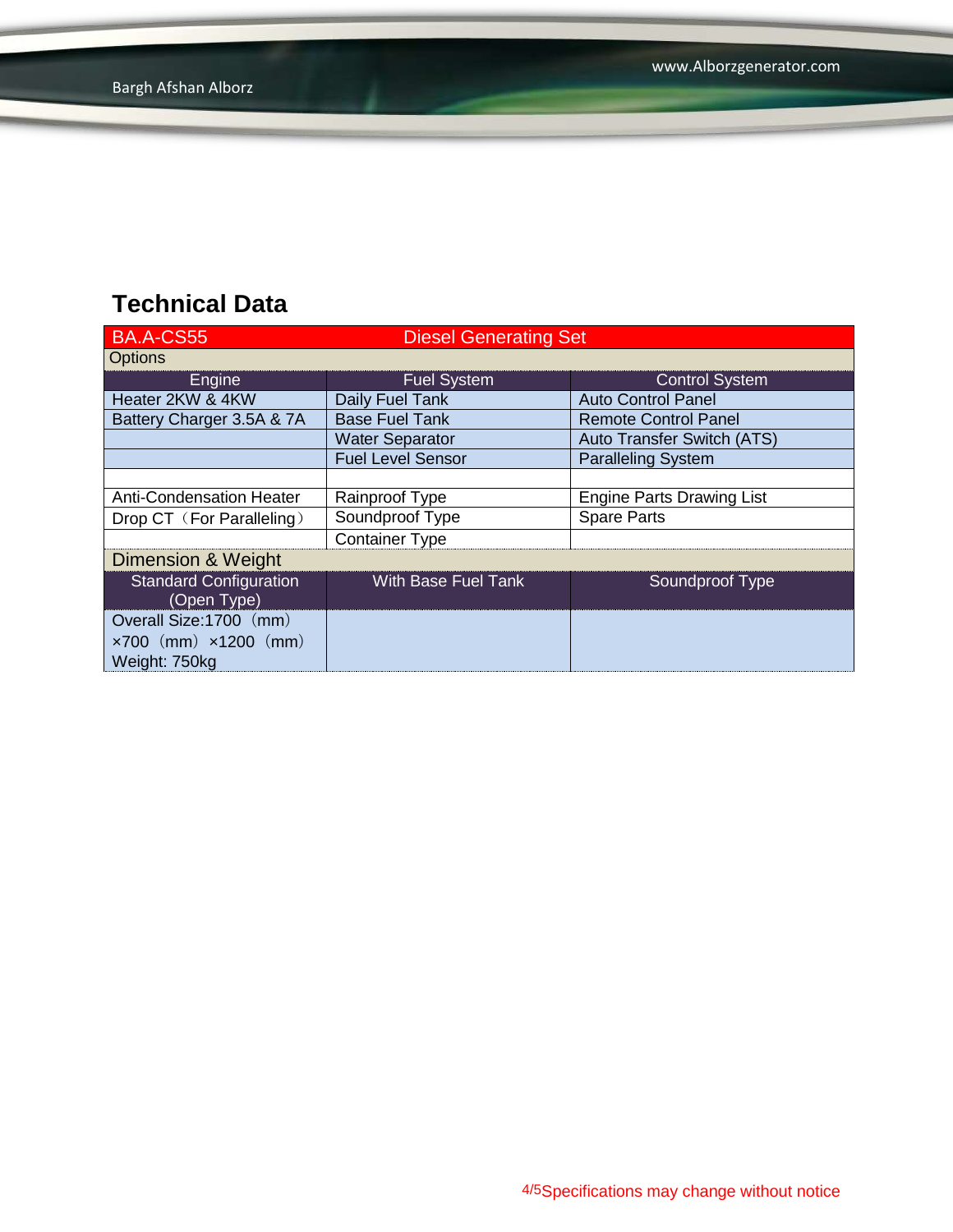## Technical Data

| BA.A-CS55 | Diesel Generating Set | |
|---|---|---|
| Options | | |
| Engine | Fuel System | Control System |
| Heater 2KW & 4KW | Daily Fuel Tank | Auto Control Panel |
| Battery Charger 3.5A & 7A | Base Fuel Tank | Remote Control Panel |
| | Water Separator | Auto Transfer Switch (ATS) |
| | Fuel Level Sensor | Paralleling System |
| | | |
| Anti-Condensation Heater | Rainproof Type | Engine Parts Drawing List |
| Drop CT（For Paralleling） | Soundproof Type | Spare Parts |
| | Container Type | |
| Dimension & Weight | | |
| Standard Configuration (Open Type) | With Base Fuel Tank | Soundproof Type |
| Overall Size:1700（mm）×700（mm）×1200（mm） Weight: 750kg | | |

Specifications may change without notice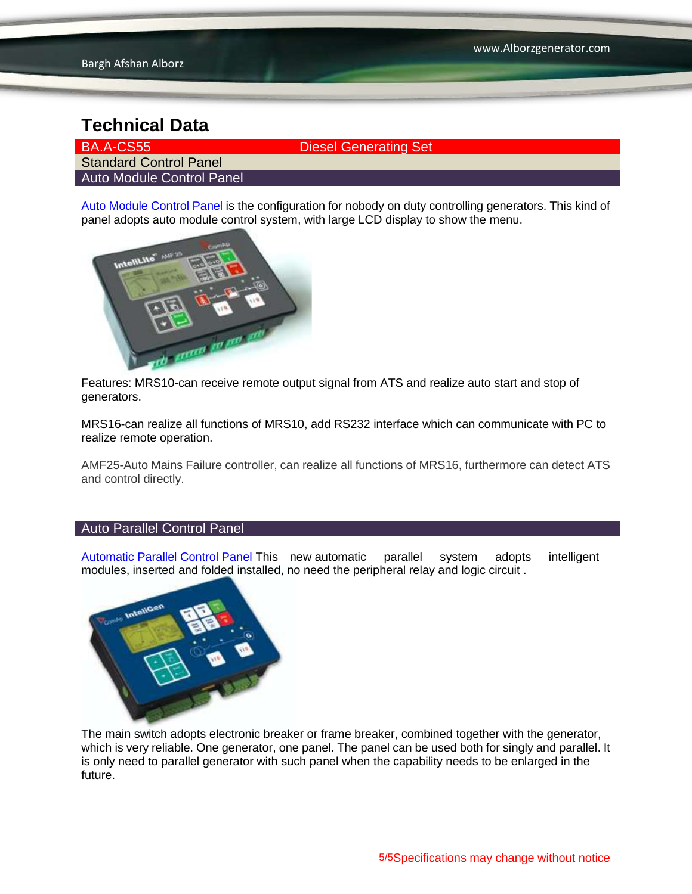# Technical Data

BA.A-CS55 Diesel Generating Set

Standard Control Panel

## Auto Module Control Panel

Auto Module Control Panel is the configuration for nobody on duty controlling generators. This kind of panel adopts auto module control system, with large LCD display to show the menu.

Features: MRS10-can receive remote output signal from ATS and realize auto start and stop of generators.

MRS16-can realize all functions of MRS10, add RS232 interface which can communicate with PC to realize remote operation.

AMF25-Auto Mains Failure controller, can realize all functions of MRS16, furthermore can detect ATS and control directly.

## Auto Parallel Control Panel

Automatic Parallel Control Panel This new automatic parallel system adopts intelligent modules, inserted and folded installed, no need the peripheral relay and logic circuit .

The main switch adopts electronic breaker or frame breaker, combined together with the generator, which is very reliable. One generator, one panel. The panel can be used both for singly and parallel. It is only need to parallel generator with such panel when the capability needs to be enlarged in the future.

Specifications may change without notice